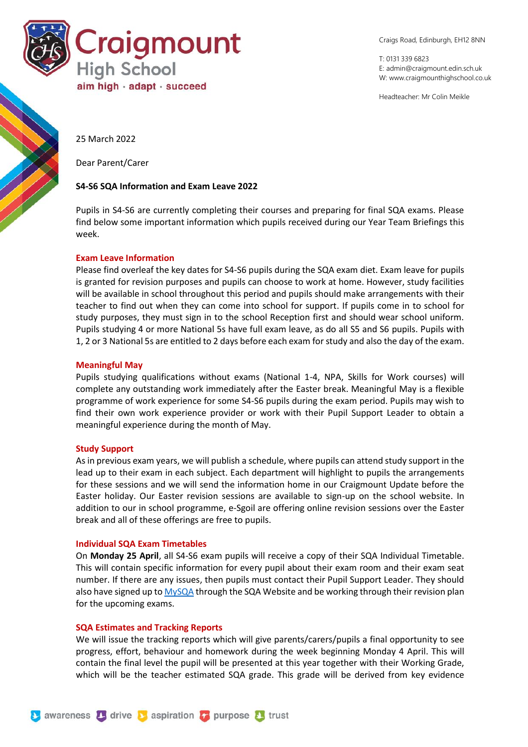# Craigmount High School

aim high · adapt · succeed

Craigs Road, Edinburgh, EH12 8NN

T: 0131 339 6823
E: admin@craigmount.edin.sch.uk
W: www.craigmounthighschool.co.uk

Headteacher: Mr Colin Meikle

25 March 2022

Dear Parent/Carer

**S4-S6 SQA Information and Exam Leave 2022**

Pupils in S4-S6 are currently completing their courses and preparing for final SQA exams. Please find below some important information which pupils received during our Year Team Briefings this week.

## Exam Leave Information

Please find overleaf the key dates for S4-S6 pupils during the SQA exam diet. Exam leave for pupils is granted for revision purposes and pupils can choose to work at home. However, study facilities will be available in school throughout this period and pupils should make arrangements with their teacher to find out when they can come into school for support. If pupils come in to school for study purposes, they must sign in to the school Reception first and should wear school uniform. Pupils studying 4 or more National 5s have full exam leave, as do all S5 and S6 pupils. Pupils with 1, 2 or 3 National 5s are entitled to 2 days before each exam for study and also the day of the exam.

## Meaningful May

Pupils studying qualifications without exams (National 1-4, NPA, Skills for Work courses) will complete any outstanding work immediately after the Easter break. Meaningful May is a flexible programme of work experience for some S4-S6 pupils during the exam period. Pupils may wish to find their own work experience provider or work with their Pupil Support Leader to obtain a meaningful experience during the month of May.

## Study Support

As in previous exam years, we will publish a schedule, where pupils can attend study support in the lead up to their exam in each subject. Each department will highlight to pupils the arrangements for these sessions and we will send the information home in our Craigmount Update before the Easter holiday. Our Easter revision sessions are available to sign-up on the school website. In addition to our in school programme, e-Sgoil are offering online revision sessions over the Easter break and all of these offerings are free to pupils.

## Individual SQA Exam Timetables

On **Monday 25 April**, all S4-S6 exam pupils will receive a copy of their SQA Individual Timetable. This will contain specific information for every pupil about their exam room and their exam seat number. If there are any issues, then pupils must contact their Pupil Support Leader. They should also have signed up to MySQA through the SQA Website and be working through their revision plan for the upcoming exams.

## SQA Estimates and Tracking Reports

We will issue the tracking reports which will give parents/carers/pupils a final opportunity to see progress, effort, behaviour and homework during the week beginning Monday 4 April. This will contain the final level the pupil will be presented at this year together with their Working Grade, which will be the teacher estimated SQA grade. This grade will be derived from key evidence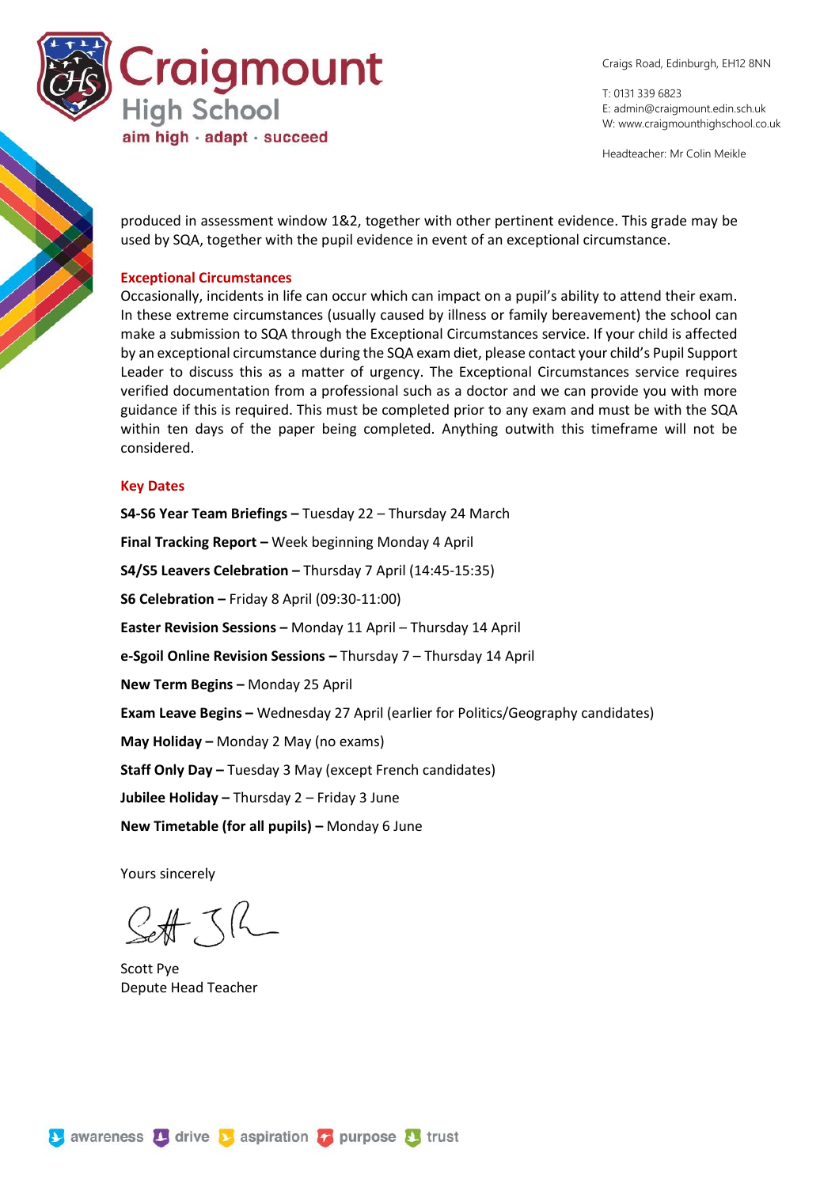produced in assessment window 1&2, together with other pertinent evidence. This grade may be used by SQA, together with the pupil evidence in event of an exceptional circumstance.

## Exceptional Circumstances

Occasionally, incidents in life can occur which can impact on a pupil's ability to attend their exam. In these extreme circumstances (usually caused by illness or family bereavement) the school can make a submission to SQA through the Exceptional Circumstances service. If your child is affected by an exceptional circumstance during the SQA exam diet, please contact your child's Pupil Support Leader to discuss this as a matter of urgency. The Exceptional Circumstances service requires verified documentation from a professional such as a doctor and we can provide you with more guidance if this is required. This must be completed prior to any exam and must be with the SQA within ten days of the paper being completed. Anything outwith this timeframe will not be considered.

## Key Dates

**S4-S6 Year Team Briefings –** Tuesday 22 – Thursday 24 March

**Final Tracking Report –** Week beginning Monday 4 April

**S4/S5 Leavers Celebration –** Thursday 7 April (14:45-15:35)

**S6 Celebration –** Friday 8 April (09:30-11:00)

**Easter Revision Sessions –** Monday 11 April – Thursday 14 April

**e-Sgoil Online Revision Sessions –** Thursday 7 – Thursday 14 April

**New Term Begins –** Monday 25 April

**Exam Leave Begins –** Wednesday 27 April (earlier for Politics/Geography candidates)

**May Holiday –** Monday 2 May (no exams)

**Staff Only Day –** Tuesday 3 May (except French candidates)

**Jubilee Holiday –** Thursday 2 – Friday 3 June

**New Timetable (for all pupils) –** Monday 6 June

Yours sincerely

Scott Pye
Depute Head Teacher